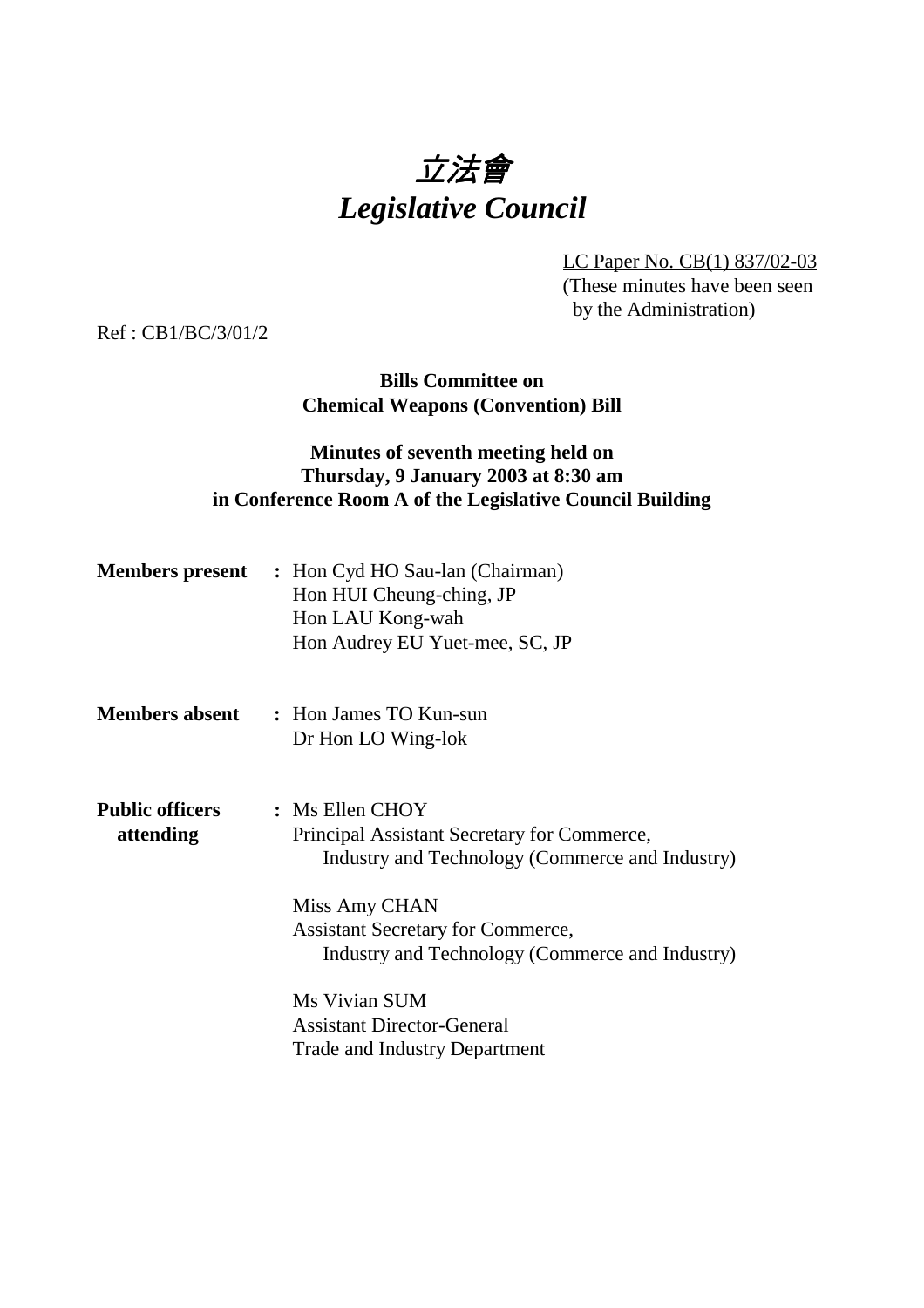# 立法會
# *Legislative Council*

LC Paper No. CB(1) 837/02-03
(These minutes have been seen by the Administration)

Ref : CB1/BC/3/01/2

**Bills Committee on**
**Chemical Weapons (Convention) Bill**

**Minutes of seventh meeting held on**
**Thursday, 9 January 2003 at 8:30 am**
**in Conference Room A of the Legislative Council Building**

**Members present** : Hon Cyd HO Sau-lan (Chairman)
Hon HUI Cheung-ching, JP
Hon LAU Kong-wah
Hon Audrey EU Yuet-mee, SC, JP

**Members absent** : Hon James TO Kun-sun
Dr Hon LO Wing-lok

**Public officers attending** : Ms Ellen CHOY
Principal Assistant Secretary for Commerce, Industry and Technology (Commerce and Industry)

Miss Amy CHAN
Assistant Secretary for Commerce, Industry and Technology (Commerce and Industry)

Ms Vivian SUM
Assistant Director-General
Trade and Industry Department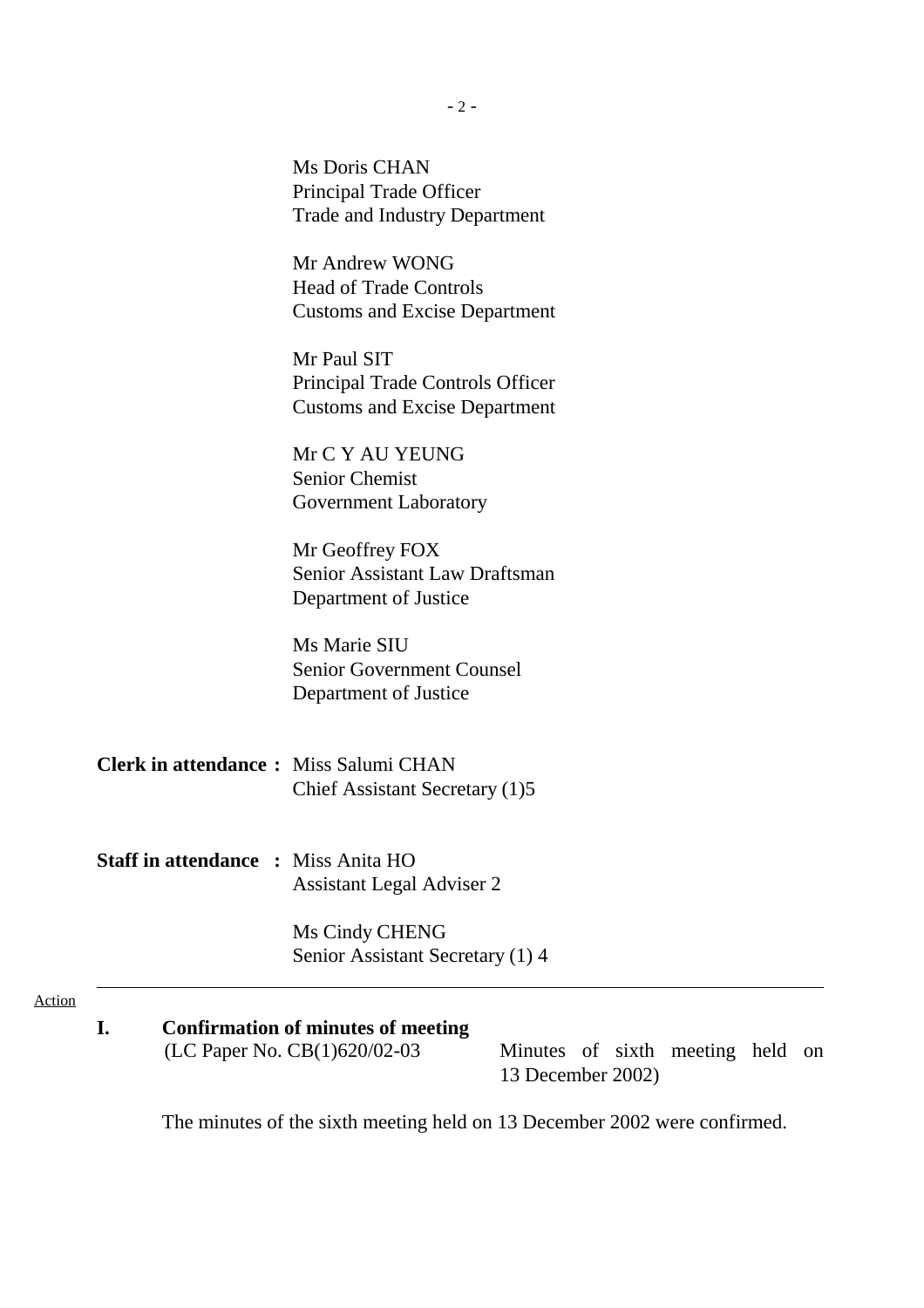Ms Doris CHAN
Principal Trade Officer
Trade and Industry Department

Mr Andrew WONG
Head of Trade Controls
Customs and Excise Department

Mr Paul SIT
Principal Trade Controls Officer
Customs and Excise Department

Mr C Y AU YEUNG
Senior Chemist
Government Laboratory

Mr Geoffrey FOX
Senior Assistant Law Draftsman
Department of Justice

Ms Marie SIU
Senior Government Counsel
Department of Justice

**Clerk in attendance :** Miss Salumi CHAN
Chief Assistant Secretary (1)5

**Staff in attendance :** Miss Anita HO
Assistant Legal Adviser 2

Ms Cindy CHENG
Senior Assistant Secretary (1) 4

---

Action

**I. Confirmation of minutes of meeting**
(LC Paper No. CB(1)620/02-03 — Minutes of sixth meeting held on 13 December 2002)

The minutes of the sixth meeting held on 13 December 2002 were confirmed.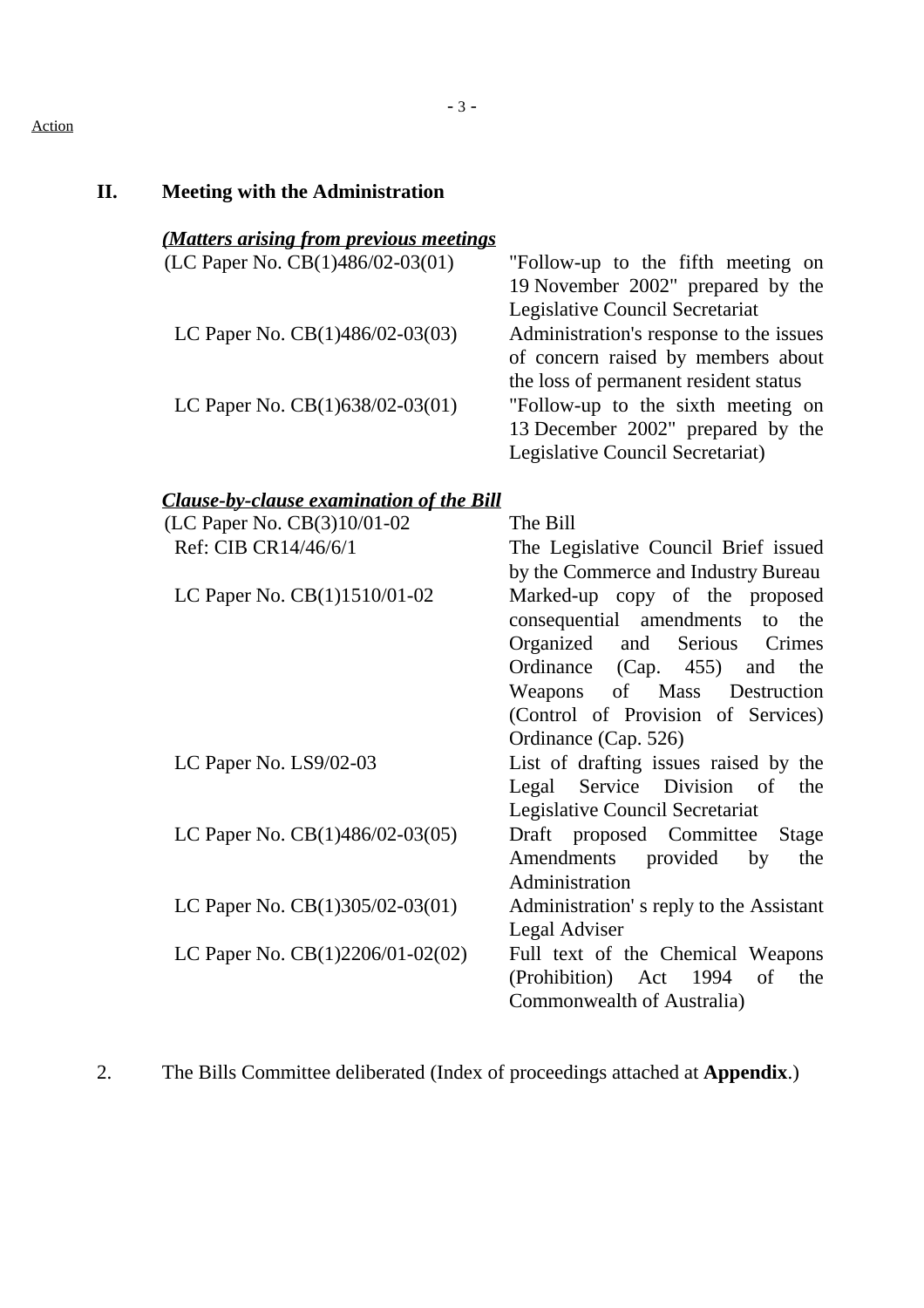Action

## II. Meeting with the Administration

***(Matters arising from previous meetings***

| | |
|---|---|
| (LC Paper No. CB(1)486/02-03(01) | "Follow-up to the fifth meeting on 19 November 2002" prepared by the Legislative Council Secretariat |
| LC Paper No. CB(1)486/02-03(03) | Administration's response to the issues of concern raised by members about the loss of permanent resident status |
| LC Paper No. CB(1)638/02-03(01) | "Follow-up to the sixth meeting on 13 December 2002" prepared by the Legislative Council Secretariat) |

***Clause-by-clause examination of the Bill***

| | |
|---|---|
| (LC Paper No. CB(3)10/01-02 | The Bill |
| Ref: CIB CR14/46/6/1 | The Legislative Council Brief issued by the Commerce and Industry Bureau |
| LC Paper No. CB(1)1510/01-02 | Marked-up copy of the proposed consequential amendments to the Organized and Serious Crimes Ordinance (Cap. 455) and the Weapons of Mass Destruction (Control of Provision of Services) Ordinance (Cap. 526) |
| LC Paper No. LS9/02-03 | List of drafting issues raised by the Legal Service Division of the Legislative Council Secretariat |
| LC Paper No. CB(1)486/02-03(05) | Draft proposed Committee Stage Amendments provided by the Administration |
| LC Paper No. CB(1)305/02-03(01) | Administration' s reply to the Assistant Legal Adviser |
| LC Paper No. CB(1)2206/01-02(02) | Full text of the Chemical Weapons (Prohibition) Act 1994 of the Commonwealth of Australia) |

2. The Bills Committee deliberated (Index of proceedings attached at **Appendix**.)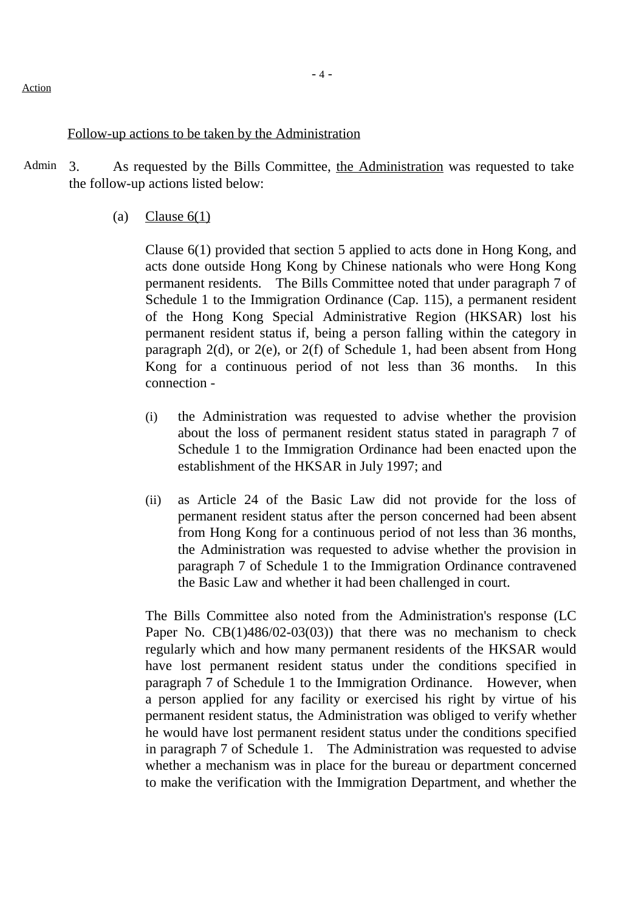Action

Follow-up actions to be taken by the Administration

Admin 3. As requested by the Bills Committee, the Administration was requested to take the follow-up actions listed below:

(a) Clause 6(1)

Clause 6(1) provided that section 5 applied to acts done in Hong Kong, and acts done outside Hong Kong by Chinese nationals who were Hong Kong permanent residents. The Bills Committee noted that under paragraph 7 of Schedule 1 to the Immigration Ordinance (Cap. 115), a permanent resident of the Hong Kong Special Administrative Region (HKSAR) lost his permanent resident status if, being a person falling within the category in paragraph 2(d), or 2(e), or 2(f) of Schedule 1, had been absent from Hong Kong for a continuous period of not less than 36 months. In this connection -

(i) the Administration was requested to advise whether the provision about the loss of permanent resident status stated in paragraph 7 of Schedule 1 to the Immigration Ordinance had been enacted upon the establishment of the HKSAR in July 1997; and

(ii) as Article 24 of the Basic Law did not provide for the loss of permanent resident status after the person concerned had been absent from Hong Kong for a continuous period of not less than 36 months, the Administration was requested to advise whether the provision in paragraph 7 of Schedule 1 to the Immigration Ordinance contravened the Basic Law and whether it had been challenged in court.

The Bills Committee also noted from the Administration's response (LC Paper No. CB(1)486/02-03(03)) that there was no mechanism to check regularly which and how many permanent residents of the HKSAR would have lost permanent resident status under the conditions specified in paragraph 7 of Schedule 1 to the Immigration Ordinance. However, when a person applied for any facility or exercised his right by virtue of his permanent resident status, the Administration was obliged to verify whether he would have lost permanent resident status under the conditions specified in paragraph 7 of Schedule 1. The Administration was requested to advise whether a mechanism was in place for the bureau or department concerned to make the verification with the Immigration Department, and whether the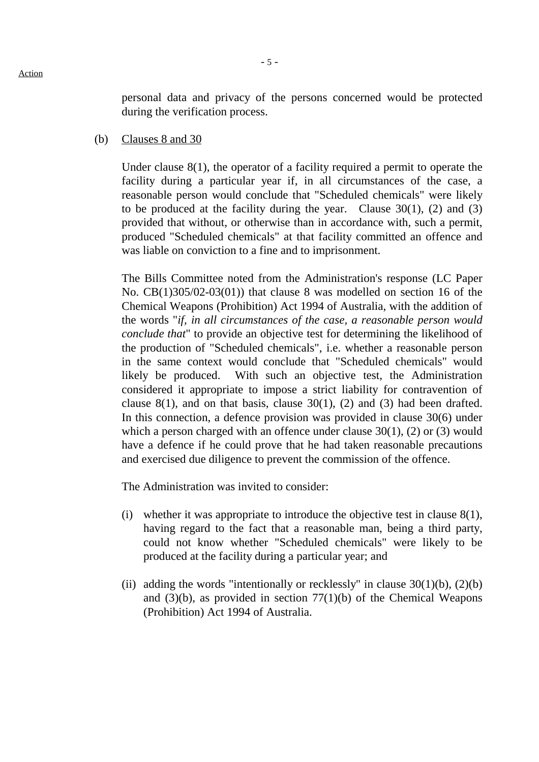personal data and privacy of the persons concerned would be protected during the verification process.

(b) Clauses 8 and 30

Under clause 8(1), the operator of a facility required a permit to operate the facility during a particular year if, in all circumstances of the case, a reasonable person would conclude that "Scheduled chemicals" were likely to be produced at the facility during the year. Clause 30(1), (2) and (3) provided that without, or otherwise than in accordance with, such a permit, produced "Scheduled chemicals" at that facility committed an offence and was liable on conviction to a fine and to imprisonment.

The Bills Committee noted from the Administration's response (LC Paper No. CB(1)305/02-03(01)) that clause 8 was modelled on section 16 of the Chemical Weapons (Prohibition) Act 1994 of Australia, with the addition of the words "*if, in all circumstances of the case, a reasonable person would conclude that*" to provide an objective test for determining the likelihood of the production of "Scheduled chemicals", i.e. whether a reasonable person in the same context would conclude that "Scheduled chemicals" would likely be produced. With such an objective test, the Administration considered it appropriate to impose a strict liability for contravention of clause 8(1), and on that basis, clause 30(1), (2) and (3) had been drafted. In this connection, a defence provision was provided in clause 30(6) under which a person charged with an offence under clause 30(1), (2) or (3) would have a defence if he could prove that he had taken reasonable precautions and exercised due diligence to prevent the commission of the offence.

The Administration was invited to consider:

(i) whether it was appropriate to introduce the objective test in clause 8(1), having regard to the fact that a reasonable man, being a third party, could not know whether "Scheduled chemicals" were likely to be produced at the facility during a particular year; and

(ii) adding the words "intentionally or recklessly" in clause 30(1)(b), (2)(b) and (3)(b), as provided in section 77(1)(b) of the Chemical Weapons (Prohibition) Act 1994 of Australia.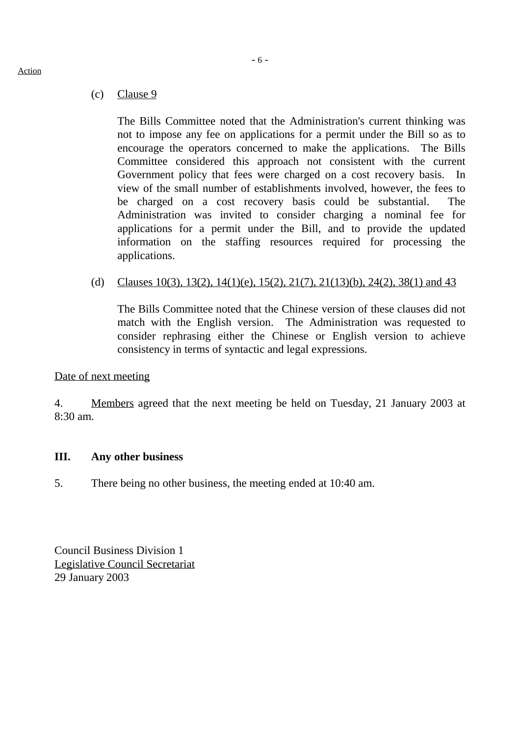Action

(c) Clause 9

The Bills Committee noted that the Administration's current thinking was not to impose any fee on applications for a permit under the Bill so as to encourage the operators concerned to make the applications. The Bills Committee considered this approach not consistent with the current Government policy that fees were charged on a cost recovery basis. In view of the small number of establishments involved, however, the fees to be charged on a cost recovery basis could be substantial. The Administration was invited to consider charging a nominal fee for applications for a permit under the Bill, and to provide the updated information on the staffing resources required for processing the applications.

(d) Clauses 10(3), 13(2), 14(1)(e), 15(2), 21(7), 21(13)(b), 24(2), 38(1) and 43

The Bills Committee noted that the Chinese version of these clauses did not match with the English version. The Administration was requested to consider rephrasing either the Chinese or English version to achieve consistency in terms of syntactic and legal expressions.

Date of next meeting

4. Members agreed that the next meeting be held on Tuesday, 21 January 2003 at 8:30 am.

**III. Any other business**

5. There being no other business, the meeting ended at 10:40 am.

Council Business Division 1
Legislative Council Secretariat
29 January 2003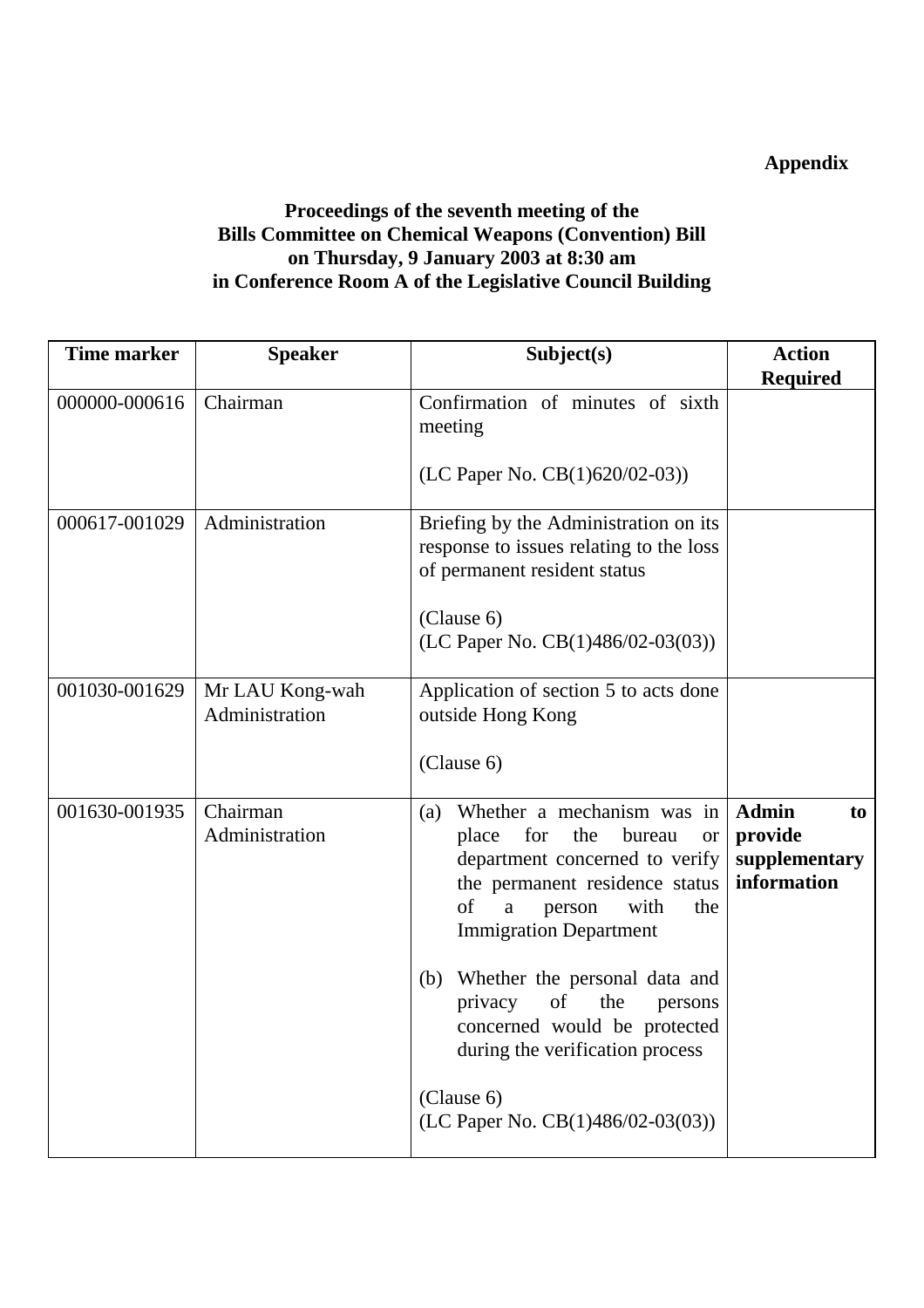**Appendix**

**Proceedings of the seventh meeting of the Bills Committee on Chemical Weapons (Convention) Bill on Thursday, 9 January 2003 at 8:30 am in Conference Room A of the Legislative Council Building**

| Time marker | Speaker | Subject(s) | Action Required |
|---|---|---|---|
| 000000-000616 | Chairman | Confirmation of minutes of sixth meeting<br><br>(LC Paper No. CB(1)620/02-03)) | |
| 000617-001029 | Administration | Briefing by the Administration on its response to issues relating to the loss of permanent resident status<br><br>(Clause 6)<br>(LC Paper No. CB(1)486/02-03(03)) | |
| 001030-001629 | Mr LAU Kong-wah<br>Administration | Application of section 5 to acts done outside Hong Kong<br><br>(Clause 6) | |
| 001630-001935 | Chairman<br>Administration | (a) Whether a mechanism was in place for the bureau or department concerned to verify the permanent residence status of a person with the Immigration Department<br><br>(b) Whether the personal data and privacy of the persons concerned would be protected during the verification process<br><br>(Clause 6)<br>(LC Paper No. CB(1)486/02-03(03)) | **Admin to provide supplementary information** |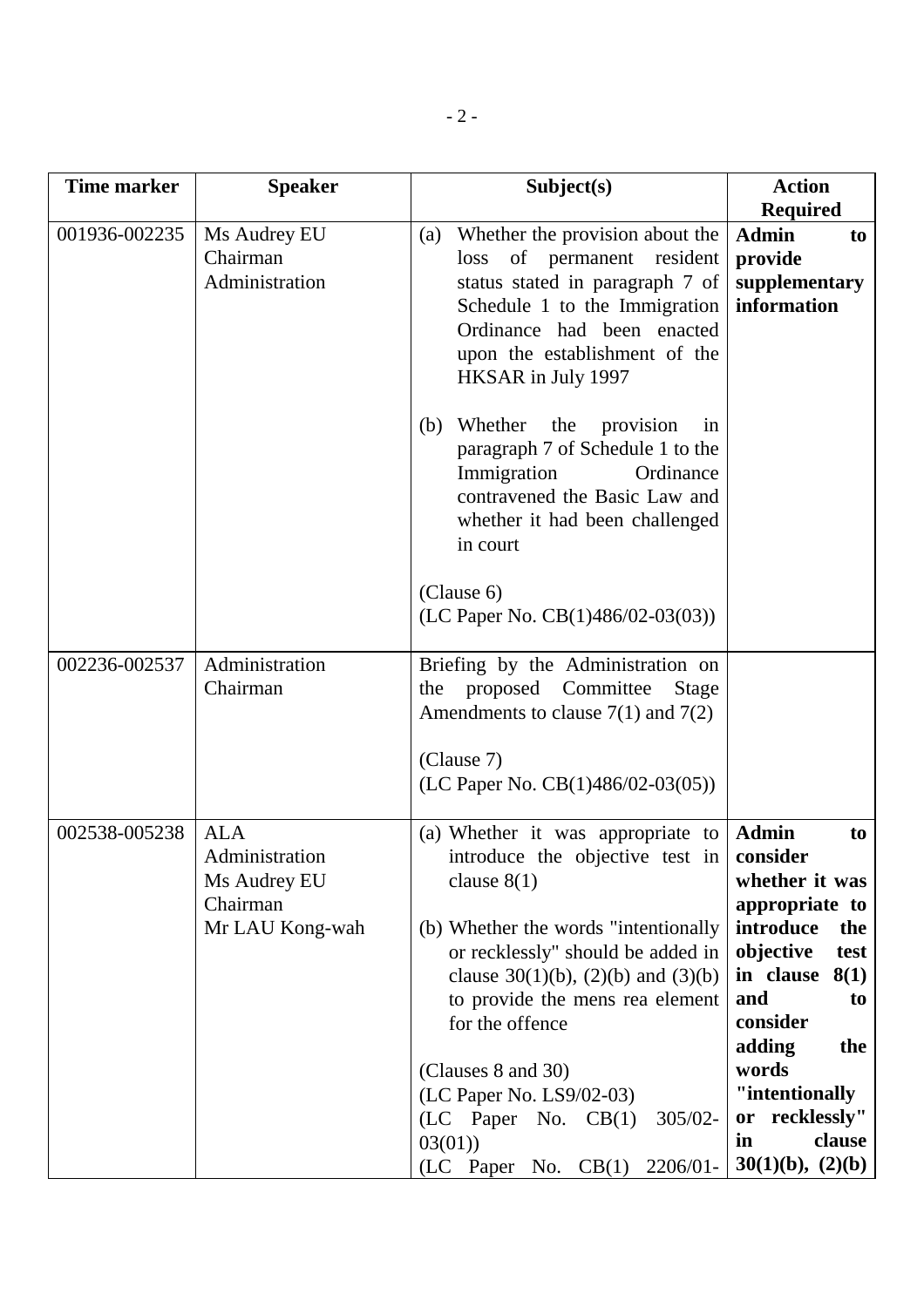| Time marker | Speaker | Subject(s) | Action Required |
|---|---|---|---|
| 001936-002235 | Ms Audrey EU<br>Chairman<br>Administration | (a) Whether the provision about the loss of permanent resident status stated in paragraph 7 of Schedule 1 to the Immigration Ordinance had been enacted upon the establishment of the HKSAR in July 1997<br><br>(b) Whether the provision in paragraph 7 of Schedule 1 to the Immigration Ordinance contravened the Basic Law and whether it had been challenged in court<br><br>(Clause 6)<br>(LC Paper No. CB(1)486/02-03(03)) | **Admin to provide supplementary information** |
| 002236-002537 | Administration<br>Chairman | Briefing by the Administration on the proposed Committee Stage Amendments to clause 7(1) and 7(2)<br><br>(Clause 7)<br>(LC Paper No. CB(1)486/02-03(05)) | |
| 002538-005238 | ALA<br>Administration<br>Ms Audrey EU<br>Chairman<br>Mr LAU Kong-wah | (a) Whether it was appropriate to introduce the objective test in clause 8(1)<br><br>(b) Whether the words "intentionally or recklessly" should be added in clause 30(1)(b), (2)(b) and (3)(b) to provide the mens rea element for the offence<br><br>(Clauses 8 and 30)<br>(LC Paper No. LS9/02-03)<br>(LC Paper No. CB(1) 305/02-03(01))<br>(LC Paper No. CB(1) 2206/01- | **Admin to consider whether it was appropriate to introduce the objective test in clause 8(1) and to consider adding the words "intentionally or recklessly" in clause 30(1)(b), (2)(b)** |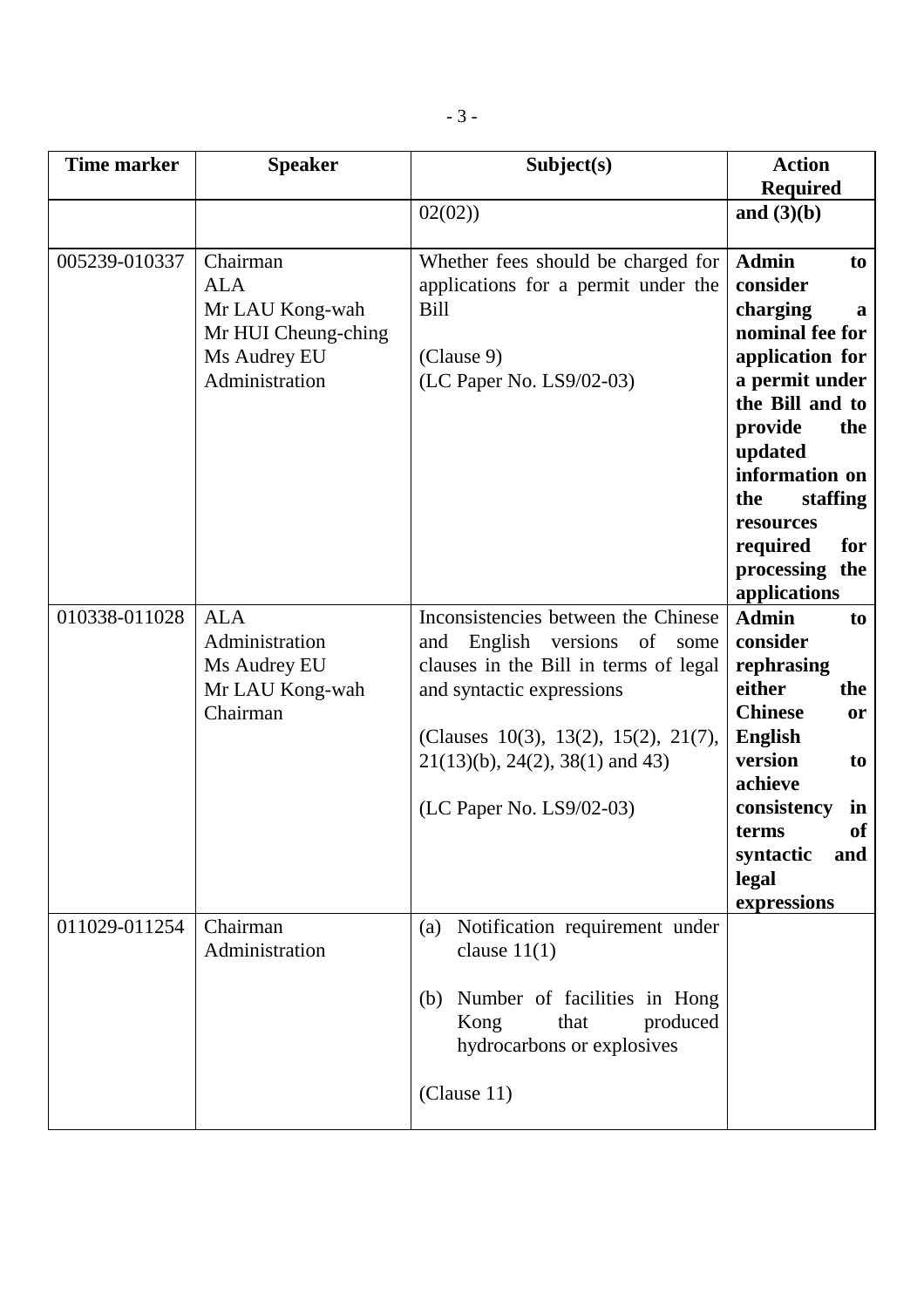| Time marker | Speaker | Subject(s) | Action Required |
| --- | --- | --- | --- |
| | | 02(02)) | **and (3)(b)** |
| 005239-010337 | Chairman<br>ALA<br>Mr LAU Kong-wah<br>Mr HUI Cheung-ching<br>Ms Audrey EU<br>Administration | Whether fees should be charged for applications for a permit under the Bill<br><br>(Clause 9)<br>(LC Paper No. LS9/02-03) | **Admin to consider charging a nominal fee for application for a permit under the Bill and to provide the updated information on the staffing resources required for processing the applications** |
| 010338-011028 | ALA<br>Administration<br>Ms Audrey EU<br>Mr LAU Kong-wah<br>Chairman | Inconsistencies between the Chinese and English versions of some clauses in the Bill in terms of legal and syntactic expressions<br><br>(Clauses 10(3), 13(2), 15(2), 21(7), 21(13)(b), 24(2), 38(1) and 43)<br><br>(LC Paper No. LS9/02-03) | **Admin to consider rephrasing either the Chinese or English version to achieve consistency in terms of syntactic and legal expressions** |
| 011029-011254 | Chairman<br>Administration | (a) Notification requirement under clause 11(1)<br><br>(b) Number of facilities in Hong Kong that produced hydrocarbons or explosives<br><br>(Clause 11) | |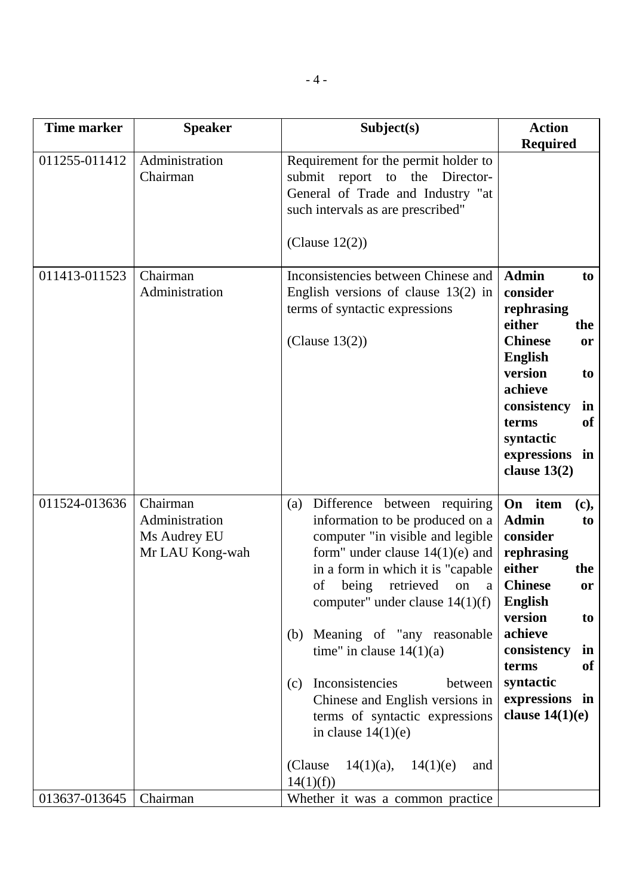| Time marker | Speaker | Subject(s) | Action Required |
|---|---|---|---|
| 011255-011412 | Administration<br>Chairman | Requirement for the permit holder to submit report to the Director-General of Trade and Industry "at such intervals as are prescribed"<br><br>(Clause 12(2)) | |
| 011413-011523 | Chairman<br>Administration | Inconsistencies between Chinese and English versions of clause 13(2) in terms of syntactic expressions<br><br>(Clause 13(2)) | **Admin to consider rephrasing either the Chinese or English version to achieve consistency in terms of syntactic expressions in clause 13(2)** |
| 011524-013636 | Chairman<br>Administration<br>Ms Audrey EU<br>Mr LAU Kong-wah | (a) Difference between requiring information to be produced on a computer "in visible and legible form" under clause 14(1)(e) and in a form in which it is "capable of being retrieved on a computer" under clause 14(1)(f)<br><br>(b) Meaning of "any reasonable time" in clause 14(1)(a)<br><br>(c) Inconsistencies between Chinese and English versions in terms of syntactic expressions in clause 14(1)(e)<br><br>(Clause 14(1)(a), 14(1)(e) and 14(1)(f)) | **On item (c), Admin to consider rephrasing either the Chinese or English version to achieve consistency in terms of syntactic expressions in clause 14(1)(e)** |
| 013637-013645 | Chairman | Whether it was a common practice | |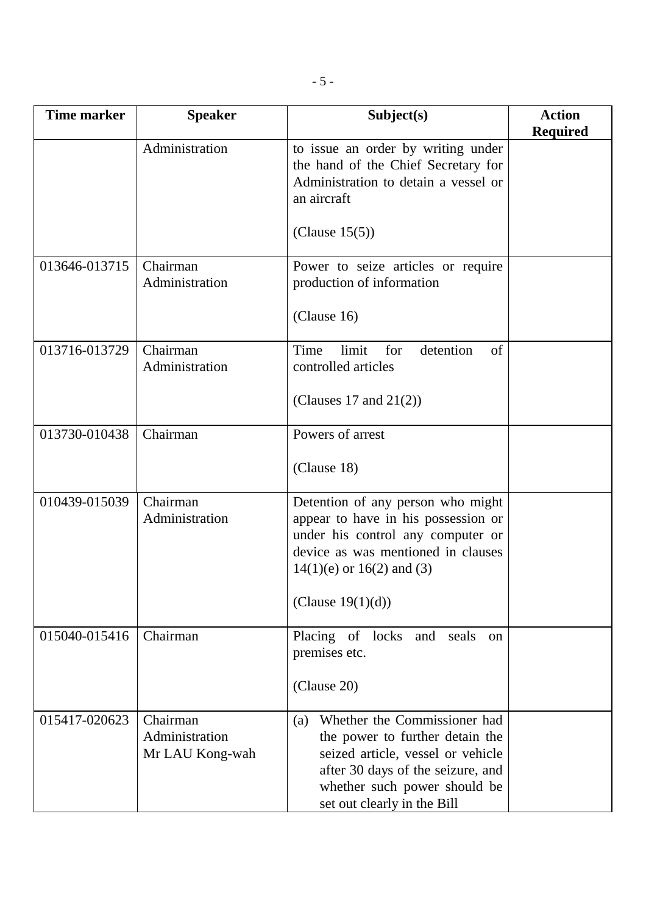| Time marker | Speaker | Subject(s) | Action Required |
|---|---|---|---|
| | Administration | to issue an order by writing under the hand of the Chief Secretary for Administration to detain a vessel or an aircraft<br><br>(Clause 15(5)) | |
| 013646-013715 | Chairman<br>Administration | Power to seize articles or require production of information<br><br>(Clause 16) | |
| 013716-013729 | Chairman<br>Administration | Time limit for detention of controlled articles<br><br>(Clauses 17 and 21(2)) | |
| 013730-010438 | Chairman | Powers of arrest<br><br>(Clause 18) | |
| 010439-015039 | Chairman<br>Administration | Detention of any person who might appear to have in his possession or under his control any computer or device as was mentioned in clauses 14(1)(e) or 16(2) and (3)<br><br>(Clause 19(1)(d)) | |
| 015040-015416 | Chairman | Placing of locks and seals on premises etc.<br><br>(Clause 20) | |
| 015417-020623 | Chairman<br>Administration<br>Mr LAU Kong-wah | (a) Whether the Commissioner had the power to further detain the seized article, vessel or vehicle after 30 days of the seizure, and whether such power should be set out clearly in the Bill | |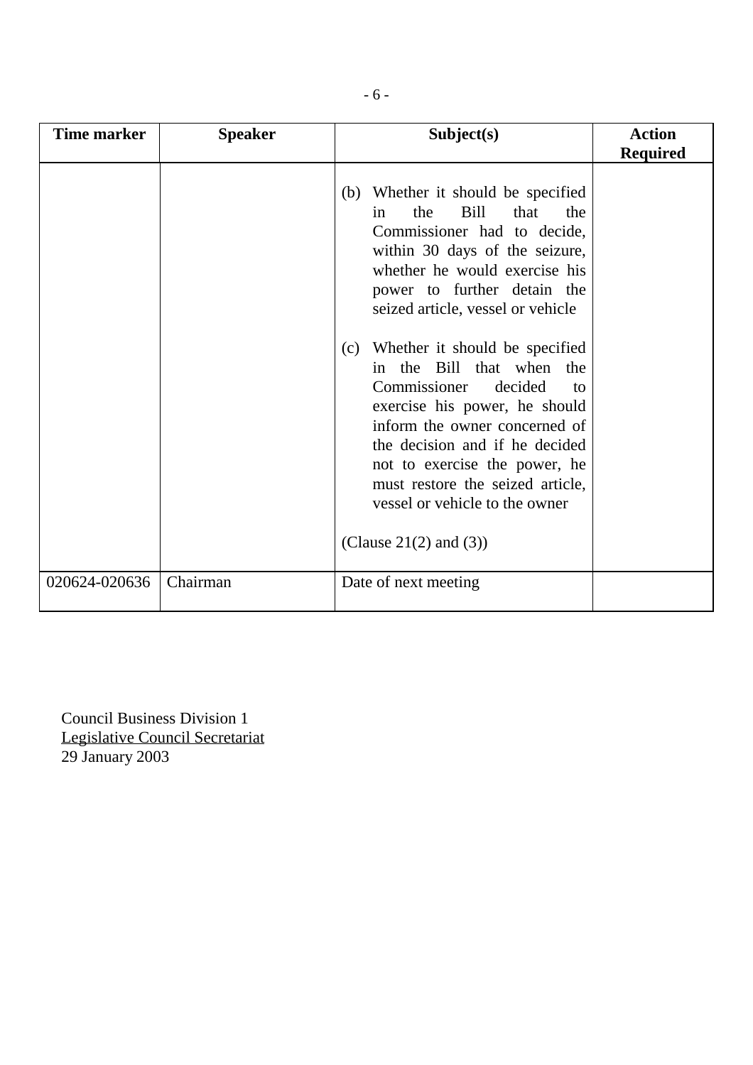| Time marker | Speaker | Subject(s) | Action Required |
|---|---|---|---|
| | | (b) Whether it should be specified in the Bill that the Commissioner had to decide, within 30 days of the seizure, whether he would exercise his power to further detain the seized article, vessel or vehicle<br><br>(c) Whether it should be specified in the Bill that when the Commissioner decided to exercise his power, he should inform the owner concerned of the decision and if he decided not to exercise the power, he must restore the seized article, vessel or vehicle to the owner<br><br>(Clause 21(2) and (3)) | |
| 020624-020636 | Chairman | Date of next meeting | |

Council Business Division 1
Legislative Council Secretariat
29 January 2003